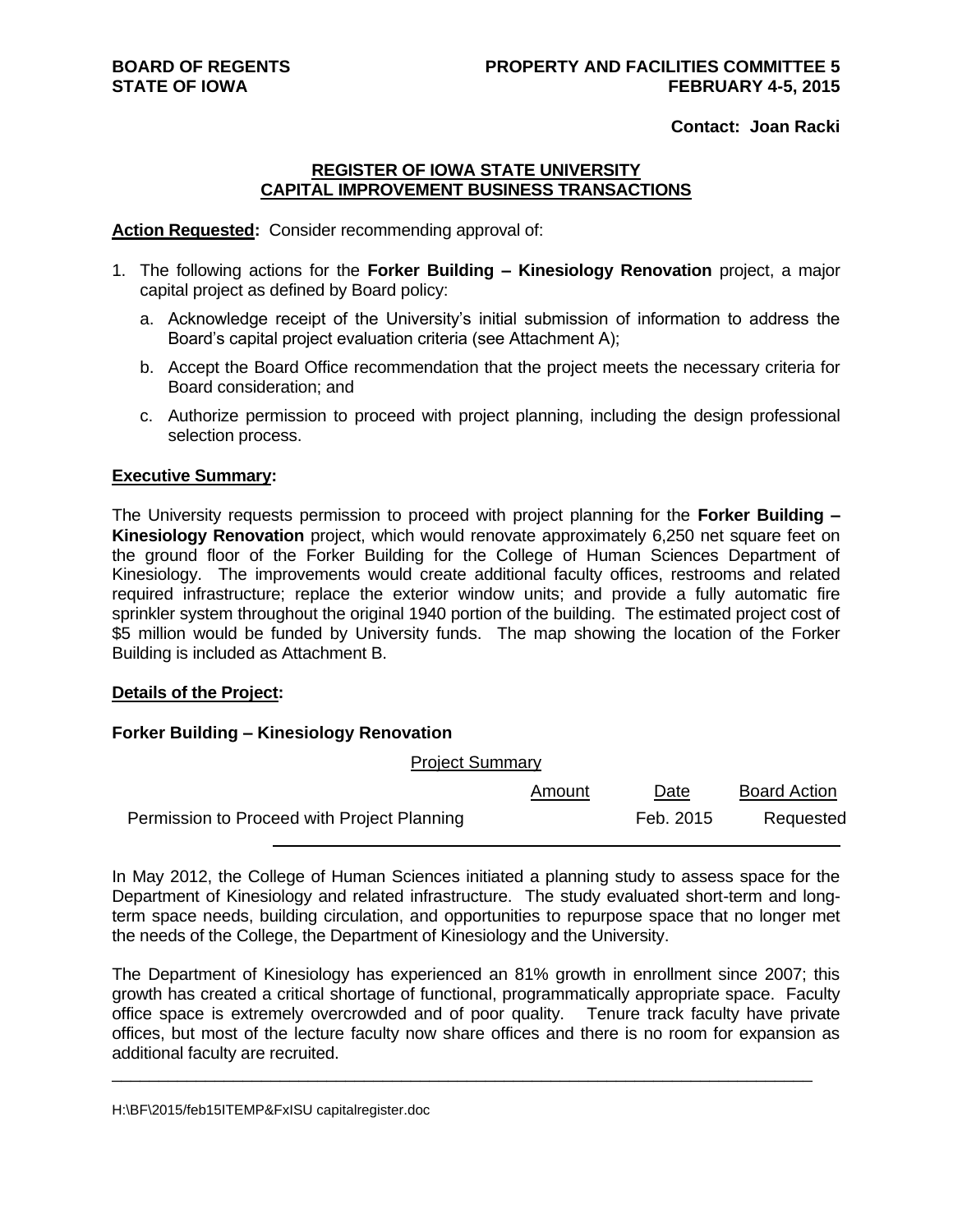**BOARD OF REGENTS**
**STATE OF IOWA**

**PROPERTY AND FACILITIES COMMITTEE 5**
**FEBRUARY 4-5, 2015**

**Contact: Joan Racki**

## REGISTER OF IOWA STATE UNIVERSITY CAPITAL IMPROVEMENT BUSINESS TRANSACTIONS

**Action Requested:** Consider recommending approval of:

1. The following actions for the **Forker Building – Kinesiology Renovation** project, a major capital project as defined by Board policy:
   a. Acknowledge receipt of the University's initial submission of information to address the Board's capital project evaluation criteria (see Attachment A);
   b. Accept the Board Office recommendation that the project meets the necessary criteria for Board consideration; and
   c. Authorize permission to proceed with project planning, including the design professional selection process.

**Executive Summary:**

The University requests permission to proceed with project planning for the **Forker Building – Kinesiology Renovation** project, which would renovate approximately 6,250 net square feet on the ground floor of the Forker Building for the College of Human Sciences Department of Kinesiology. The improvements would create additional faculty offices, restrooms and related required infrastructure; replace the exterior window units; and provide a fully automatic fire sprinkler system throughout the original 1940 portion of the building. The estimated project cost of $5 million would be funded by University funds. The map showing the location of the Forker Building is included as Attachment B.

**Details of the Project:**

**Forker Building – Kinesiology Renovation**

Project Summary

| | Amount | Date | Board Action |
|---|---|---|---|
| Permission to Proceed with Project Planning | | Feb. 2015 | Requested |

In May 2012, the College of Human Sciences initiated a planning study to assess space for the Department of Kinesiology and related infrastructure. The study evaluated short-term and long-term space needs, building circulation, and opportunities to repurpose space that no longer met the needs of the College, the Department of Kinesiology and the University.

The Department of Kinesiology has experienced an 81% growth in enrollment since 2007; this growth has created a critical shortage of functional, programmatically appropriate space. Faculty office space is extremely overcrowded and of poor quality. Tenure track faculty have private offices, but most of the lecture faculty now share offices and there is no room for expansion as additional faculty are recruited.

H:\BF\2015/feb15ITEMP&FxISU capitalregister.doc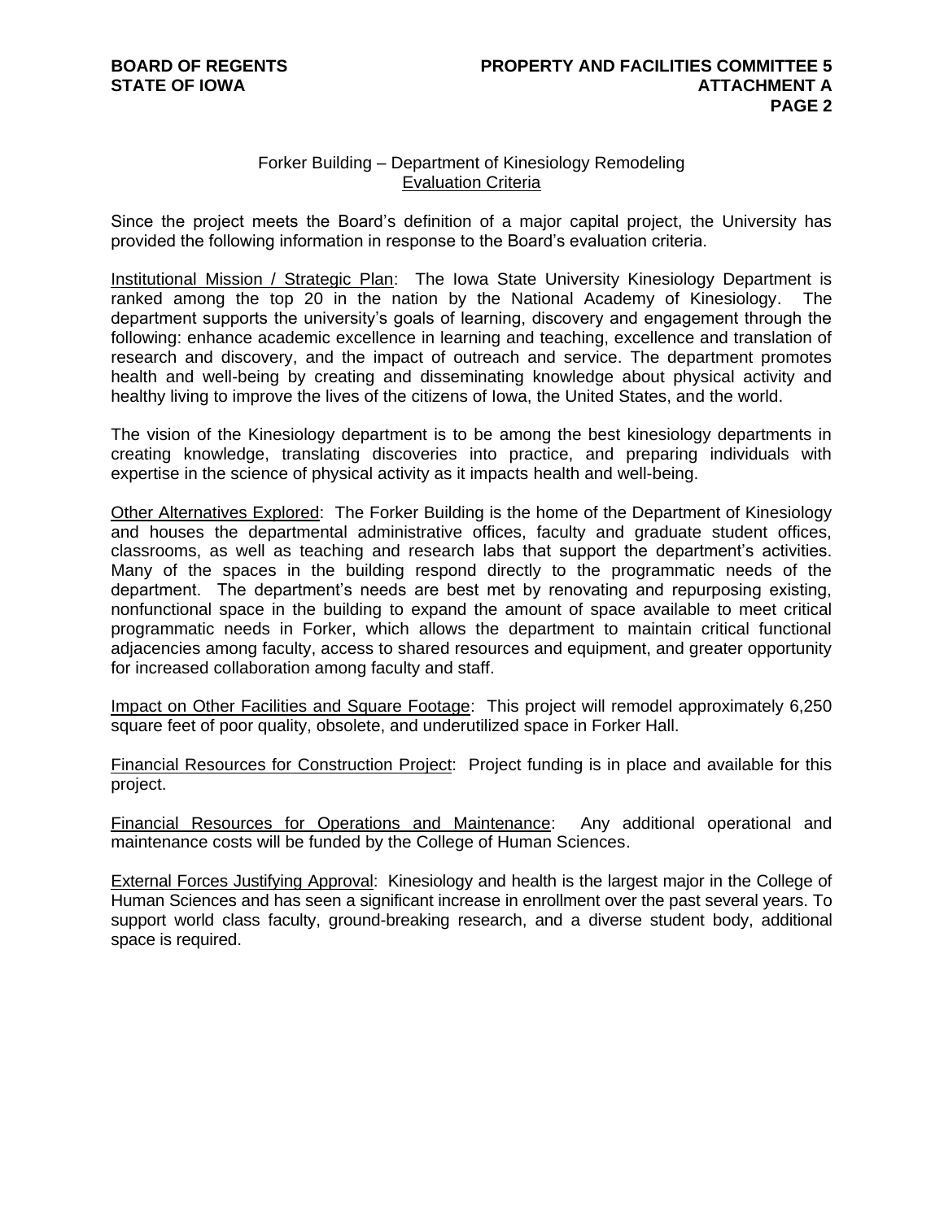Forker Building – Department of Kinesiology Remodeling

## Evaluation Criteria

Since the project meets the Board's definition of a major capital project, the University has provided the following information in response to the Board's evaluation criteria.

Institutional Mission / Strategic Plan: The Iowa State University Kinesiology Department is ranked among the top 20 in the nation by the National Academy of Kinesiology. The department supports the university's goals of learning, discovery and engagement through the following: enhance academic excellence in learning and teaching, excellence and translation of research and discovery, and the impact of outreach and service. The department promotes health and well-being by creating and disseminating knowledge about physical activity and healthy living to improve the lives of the citizens of Iowa, the United States, and the world.

The vision of the Kinesiology department is to be among the best kinesiology departments in creating knowledge, translating discoveries into practice, and preparing individuals with expertise in the science of physical activity as it impacts health and well-being.

Other Alternatives Explored: The Forker Building is the home of the Department of Kinesiology and houses the departmental administrative offices, faculty and graduate student offices, classrooms, as well as teaching and research labs that support the department's activities. Many of the spaces in the building respond directly to the programmatic needs of the department. The department's needs are best met by renovating and repurposing existing, nonfunctional space in the building to expand the amount of space available to meet critical programmatic needs in Forker, which allows the department to maintain critical functional adjacencies among faculty, access to shared resources and equipment, and greater opportunity for increased collaboration among faculty and staff.

Impact on Other Facilities and Square Footage: This project will remodel approximately 6,250 square feet of poor quality, obsolete, and underutilized space in Forker Hall.

Financial Resources for Construction Project: Project funding is in place and available for this project.

Financial Resources for Operations and Maintenance: Any additional operational and maintenance costs will be funded by the College of Human Sciences.

External Forces Justifying Approval: Kinesiology and health is the largest major in the College of Human Sciences and has seen a significant increase in enrollment over the past several years. To support world class faculty, ground-breaking research, and a diverse student body, additional space is required.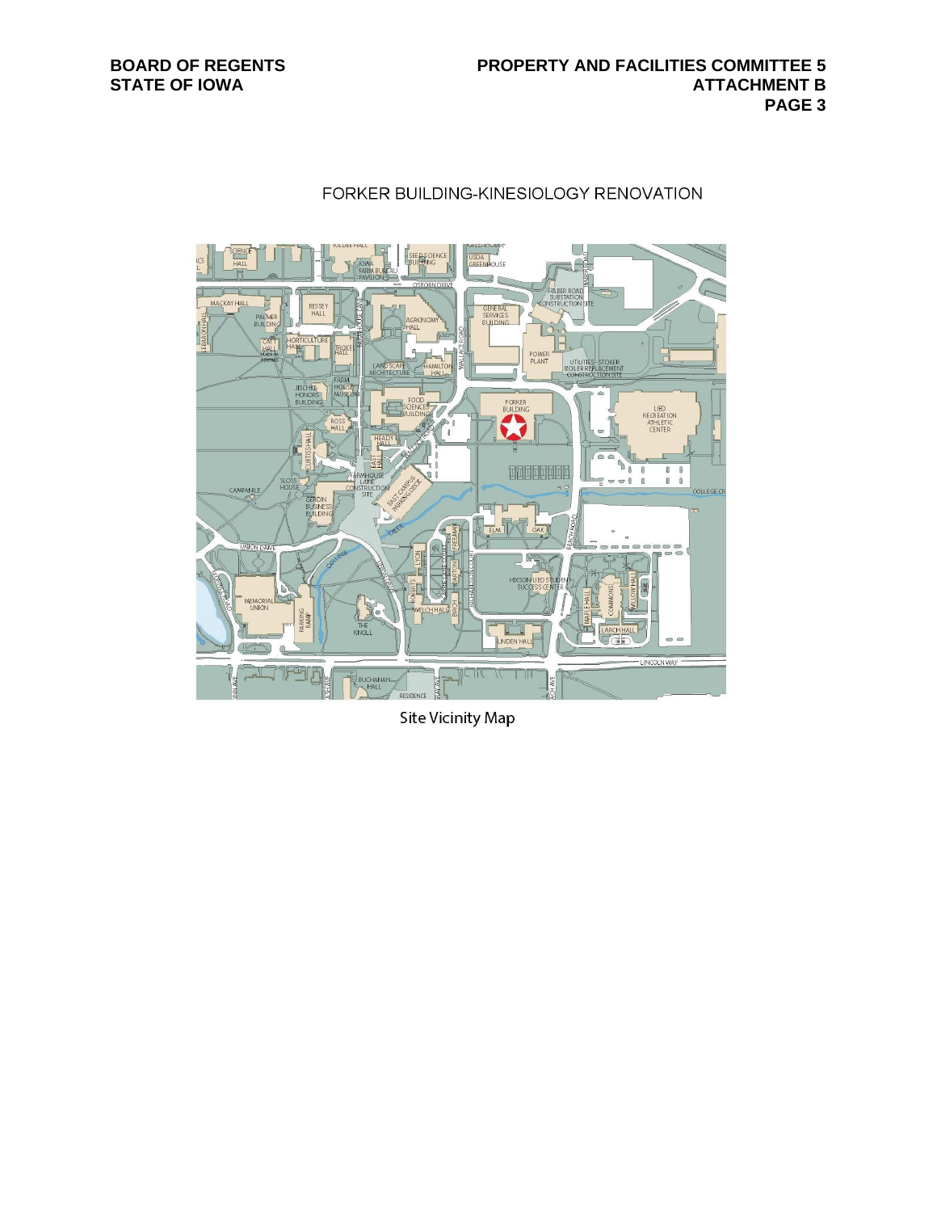FORKER BUILDING-KINESIOLOGY RENOVATION

Site Vicinity Map